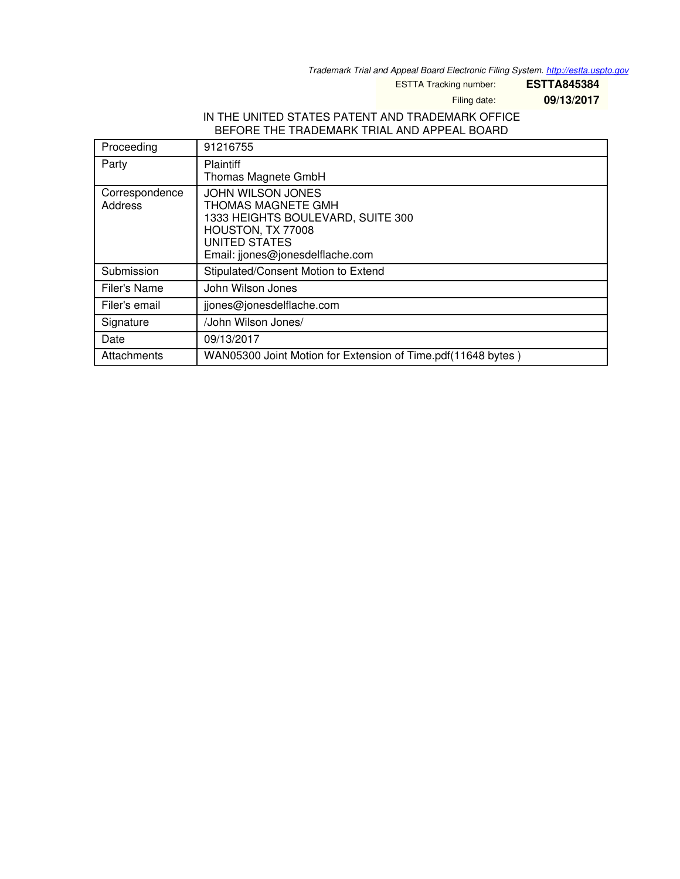*Trademark Trial and Appeal Board Electronic Filing System. http://estta.uspto.gov*

ESTTA Tracking number: **ESTTA845384**

Filing date: **09/13/2017**

IN THE UNITED STATES PATENT AND TRADEMARK OFFICE
BEFORE THE TRADEMARK TRIAL AND APPEAL BOARD

| | |
|---|---|
| Proceeding | 91216755 |
| Party | Plaintiff<br>Thomas Magnete GmbH |
| Correspondence Address | JOHN WILSON JONES<br>THOMAS MAGNETE GMH<br>1333 HEIGHTS BOULEVARD, SUITE 300<br>HOUSTON, TX 77008<br>UNITED STATES<br>Email: jjones@jonesdelflache.com |
| Submission | Stipulated/Consent Motion to Extend |
| Filer's Name | John Wilson Jones |
| Filer's email | jjones@jonesdelflache.com |
| Signature | /John Wilson Jones/ |
| Date | 09/13/2017 |
| Attachments | WAN05300 Joint Motion for Extension of Time.pdf(11648 bytes ) |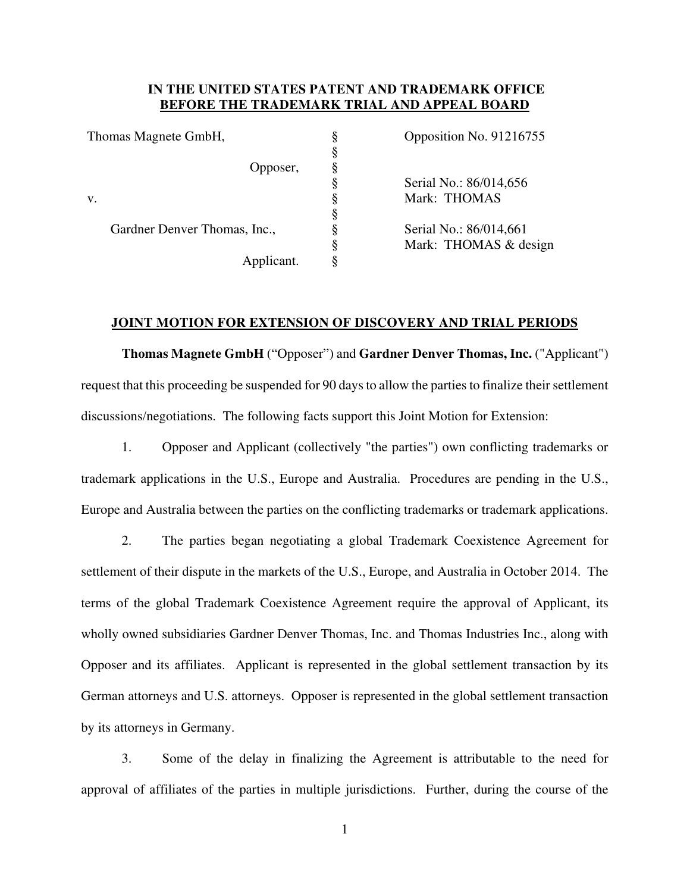# IN THE UNITED STATES PATENT AND TRADEMARK OFFICE
## BEFORE THE TRADEMARK TRIAL AND APPEAL BOARD

| | | |
|---|---|---|
| Thomas Magnete GmbH, | § | Opposition No. 91216755 |
| | § | |
| Opposer, | § | |
| | § | Serial No.: 86/014,656 |
| v. | § | Mark: THOMAS |
| | § | |
| Gardner Denver Thomas, Inc., | § | Serial No.: 86/014,661 |
| | § | Mark: THOMAS & design |
| Applicant. | § | |

## JOINT MOTION FOR EXTENSION OF DISCOVERY AND TRIAL PERIODS

**Thomas Magnete GmbH** ("Opposer") and **Gardner Denver Thomas, Inc.** ("Applicant") request that this proceeding be suspended for 90 days to allow the parties to finalize their settlement discussions/negotiations. The following facts support this Joint Motion for Extension:

1. Opposer and Applicant (collectively "the parties") own conflicting trademarks or trademark applications in the U.S., Europe and Australia. Procedures are pending in the U.S., Europe and Australia between the parties on the conflicting trademarks or trademark applications.

2. The parties began negotiating a global Trademark Coexistence Agreement for settlement of their dispute in the markets of the U.S., Europe, and Australia in October 2014. The terms of the global Trademark Coexistence Agreement require the approval of Applicant, its wholly owned subsidiaries Gardner Denver Thomas, Inc. and Thomas Industries Inc., along with Opposer and its affiliates. Applicant is represented in the global settlement transaction by its German attorneys and U.S. attorneys. Opposer is represented in the global settlement transaction by its attorneys in Germany.

3. Some of the delay in finalizing the Agreement is attributable to the need for approval of affiliates of the parties in multiple jurisdictions. Further, during the course of the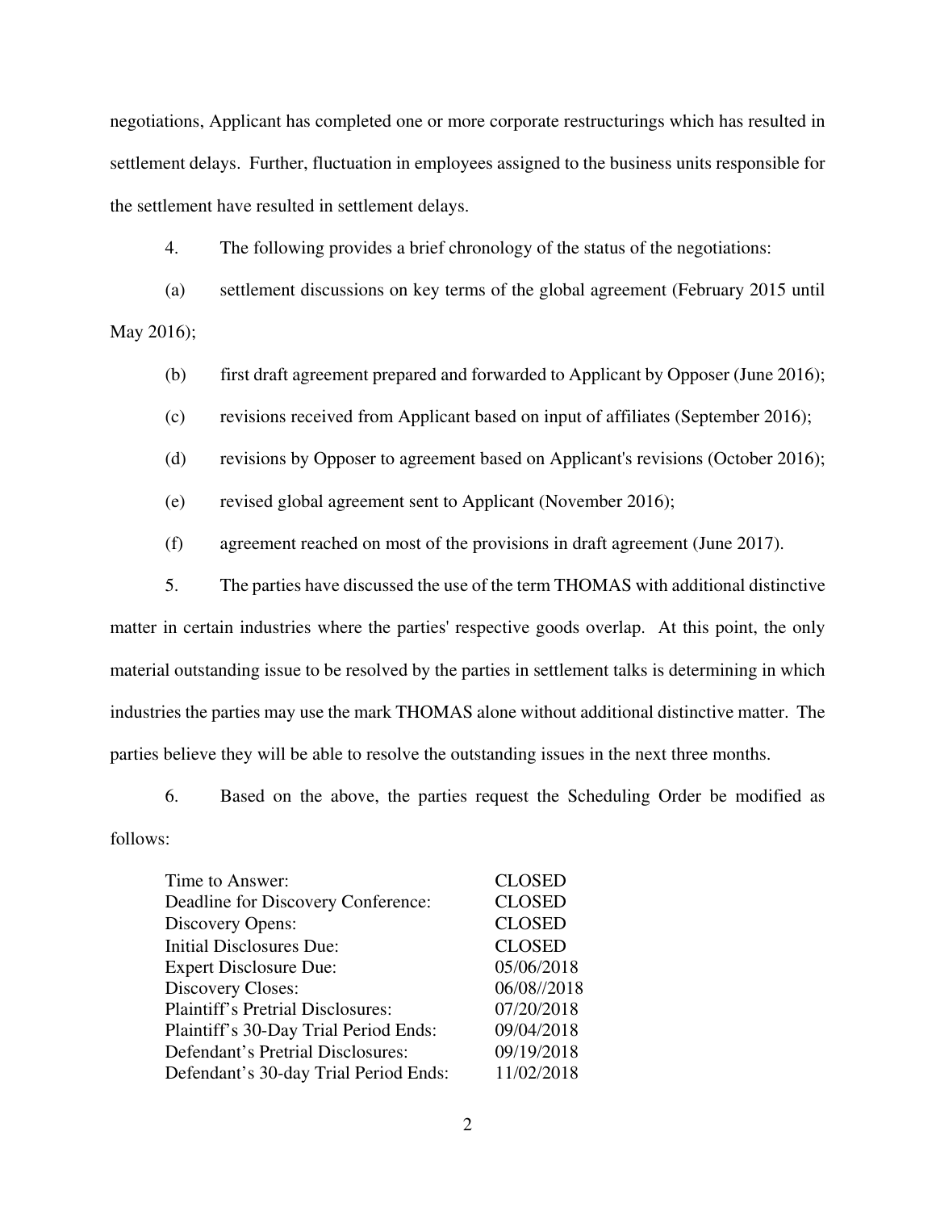negotiations, Applicant has completed one or more corporate restructurings which has resulted in settlement delays. Further, fluctuation in employees assigned to the business units responsible for the settlement have resulted in settlement delays.

4. The following provides a brief chronology of the status of the negotiations:

(a) settlement discussions on key terms of the global agreement (February 2015 until May 2016);

(b) first draft agreement prepared and forwarded to Applicant by Opposer (June 2016);

(c) revisions received from Applicant based on input of affiliates (September 2016);

(d) revisions by Opposer to agreement based on Applicant's revisions (October 2016);

(e) revised global agreement sent to Applicant (November 2016);

(f) agreement reached on most of the provisions in draft agreement (June 2017).

5. The parties have discussed the use of the term THOMAS with additional distinctive matter in certain industries where the parties' respective goods overlap. At this point, the only material outstanding issue to be resolved by the parties in settlement talks is determining in which industries the parties may use the mark THOMAS alone without additional distinctive matter. The parties believe they will be able to resolve the outstanding issues in the next three months.

6. Based on the above, the parties request the Scheduling Order be modified as follows:

| | |
|---|---|
| Time to Answer: | CLOSED |
| Deadline for Discovery Conference: | CLOSED |
| Discovery Opens: | CLOSED |
| Initial Disclosures Due: | CLOSED |
| Expert Disclosure Due: | 05/06/2018 |
| Discovery Closes: | 06/08//2018 |
| Plaintiff's Pretrial Disclosures: | 07/20/2018 |
| Plaintiff's 30-Day Trial Period Ends: | 09/04/2018 |
| Defendant's Pretrial Disclosures: | 09/19/2018 |
| Defendant's 30-day Trial Period Ends: | 11/02/2018 |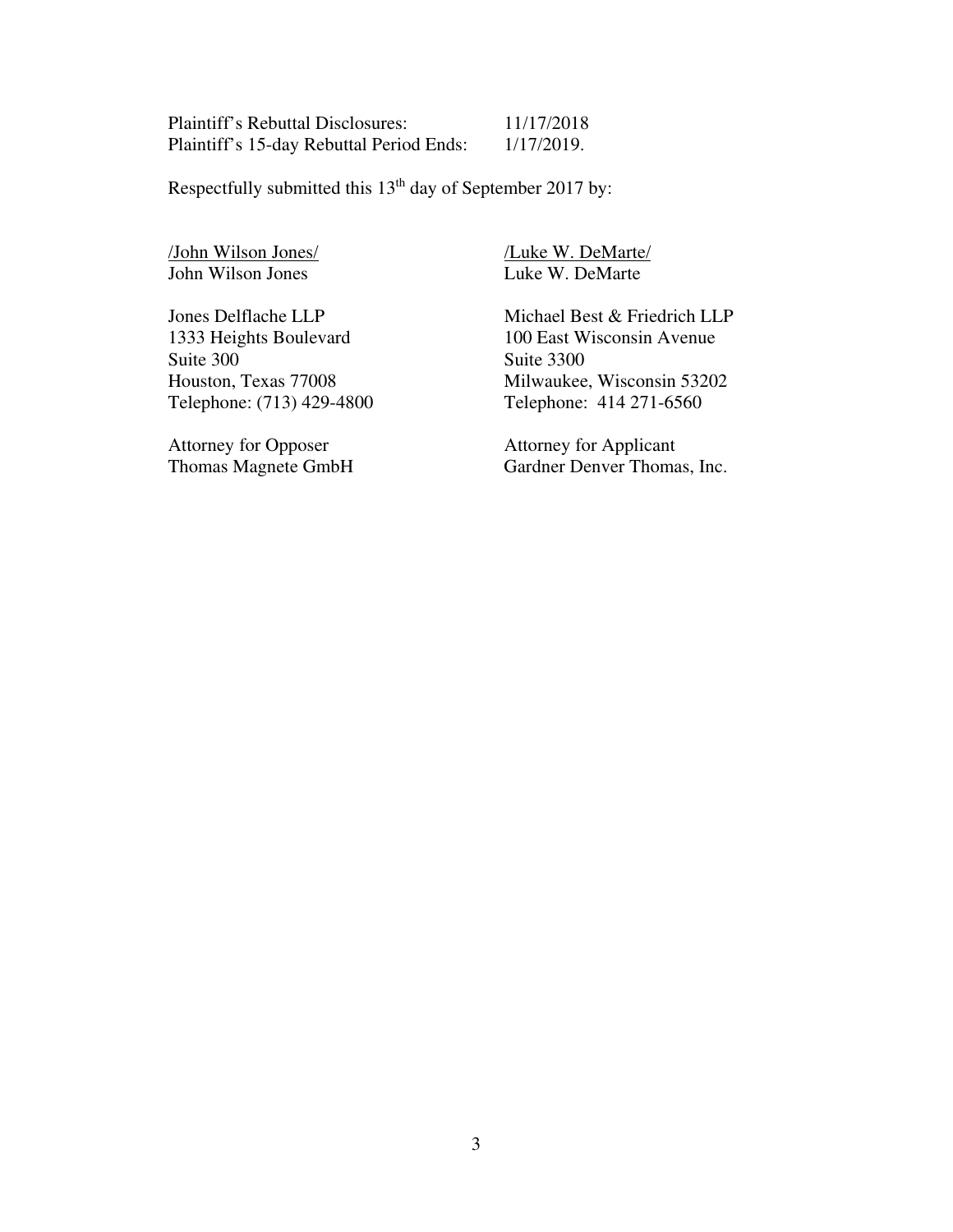Plaintiff's Rebuttal Disclosures: 11/17/2018
Plaintiff's 15-day Rebuttal Period Ends: 1/17/2019.

Respectfully submitted this 13th day of September 2017 by:

/John Wilson Jones/
John Wilson Jones

Jones Delflache LLP
1333 Heights Boulevard
Suite 300
Houston, Texas 77008
Telephone: (713) 429-4800

Attorney for Opposer
Thomas Magnete GmbH

/Luke W. DeMarte/
Luke W. DeMarte

Michael Best & Friedrich LLP
100 East Wisconsin Avenue
Suite 3300
Milwaukee, Wisconsin 53202
Telephone: 414 271-6560

Attorney for Applicant
Gardner Denver Thomas, Inc.